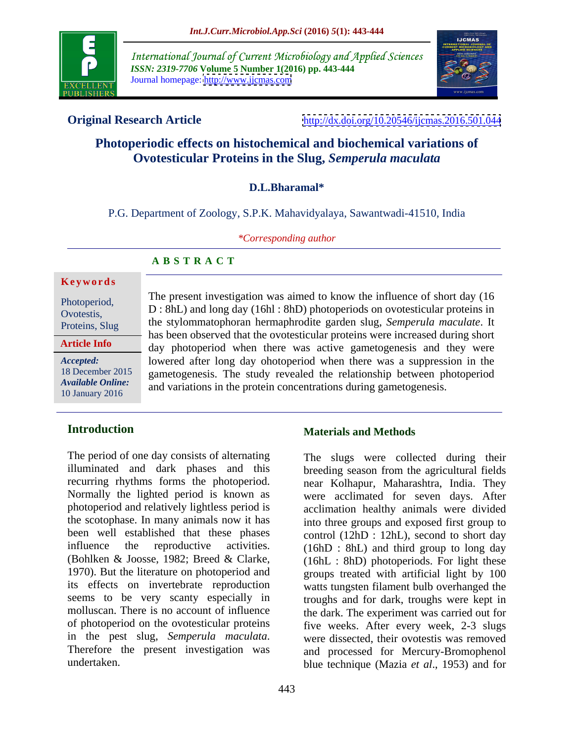**Original Research Article** http://dx.doi.org/10.20546/ijcmas.2016.501.044

# Photoperiodic effects on histochemical and biochemical variations of Ovotesticular Proteins in the Slug, *Semperula maculata*

**D.L.Bharamal***

P.G. Department of Zoology, S.P.K. Mahavidyalaya, Sawantwadi-41510, India

*\*Corresponding author*

## A B S T R A C T

**Keywords**

Photoperiod, Ovotestis, Proteins, Slug

**Article Info**

*Accepted:* 18 December 2015
*Available Online:* 10 January 2016

The present investigation was aimed to know the influence of short day (16 D : 8hL) and long day (16hl : 8hD) photoperiods on ovotesticular proteins in the stylommatophoran hermaphrodite garden slug, *Semperula maculate*. It has been observed that the ovotesticular proteins were increased during short day photoperiod when there was active gametogenesis and they were lowered after long day ohotoperiod when there was a suppression in the gametogenesis. The study revealed the relationship between photoperiod and variations in the protein concentrations during gametogenesis.

## Introduction

The period of one day consists of alternating illuminated and dark phases and this recurring rhythms forms the photoperiod. Normally the lighted period is known as photoperiod and relatively lightless period is the scotophase. In many animals now it has been well established that these phases influence the reproductive activities. (Bohlken & Joosse, 1982; Breed & Clarke, 1970). But the literature on photoperiod and its effects on invertebrate reproduction seems to be very scanty especially in molluscan. There is no account of influence of photoperiod on the ovotesticular proteins in the pest slug, *Semperula maculata*. Therefore the present investigation was undertaken.

## Materials and Methods

The slugs were collected during their breeding season from the agricultural fields near Kolhapur, Maharashtra, India. They were acclimated for seven days. After acclimation healthy animals were divided into three groups and exposed first group to control (12hD : 12hL), second to short day (16hD : 8hL) and third group to long day (16hL : 8hD) photoperiods. For light these groups treated with artificial light by 100 watts tungsten filament bulb overhanged the troughs and for dark, troughs were kept in the dark. The experiment was carried out for five weeks. After every week, 2-3 slugs were dissected, their ovotestis was removed and processed for Mercury-Bromophenol blue technique (Mazia *et al*., 1953) and for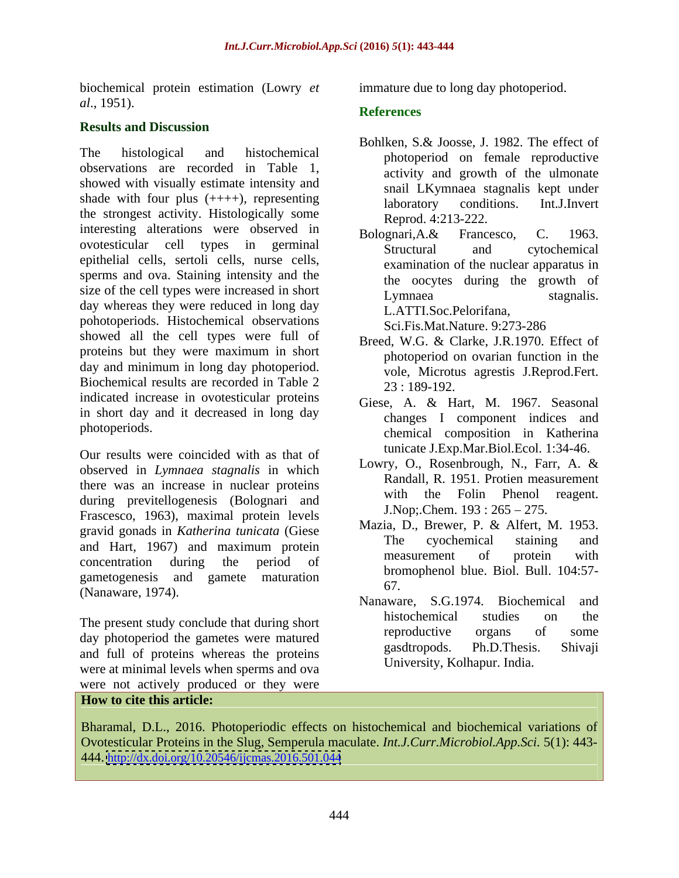biochemical protein estimation (Lowry *et al*., 1951).

## Results and Discussion

The histological and histochemical observations are recorded in Table 1, showed with visually estimate intensity and shade with four plus (++++), representing the strongest activity. Histologically some interesting alterations were observed in ovotesticular cell types in germinal epithelial cells, sertoli cells, nurse cells, sperms and ova. Staining intensity and the size of the cell types were increased in short day whereas they were reduced in long day pohotoperiods. Histochemical observations showed all the cell types were full of proteins but they were maximum in short day and minimum in long day photoperiod. Biochemical results are recorded in Table 2 indicated increase in ovotesticular proteins in short day and it decreased in long day photoperiods.

Our results were coincided with as that of observed in *Lymnaea stagnalis* in which there was an increase in nuclear proteins during previtellogenesis (Bolognari and Frascesco, 1963), maximal protein levels gravid gonads in *Katherina tunicata* (Giese and Hart, 1967) and maximum protein concentration during the period of gametogenesis and gamete maturation (Nanaware, 1974).

The present study conclude that during short day photoperiod the gametes were matured and full of proteins whereas the proteins were at minimal levels when sperms and ova were not actively produced or they were immature due to long day photoperiod.

## References

Bohlken, S.& Joosse, J. 1982. The effect of photoperiod on female reproductive activity and growth of the ulmonate snail LKymnaea stagnalis kept under laboratory conditions. Int.J.Invert Reprod. 4:213-222.

Bolognari,A.& Francesco, C. 1963. Structural and cytochemical examination of the nuclear apparatus in the oocytes during the growth of Lymnaea stagnalis. L.ATTI.Soc.Pelorifana, Sci.Fis.Mat.Nature. 9:273-286

Breed, W.G. & Clarke, J.R.1970. Effect of photoperiod on ovarian function in the vole, Microtus agrestis J.Reprod.Fert. 23 : 189-192.

Giese, A. & Hart, M. 1967. Seasonal changes I component indices and chemical composition in Katherina tunicate J.Exp.Mar.Biol.Ecol. 1:34-46.

Lowry, O., Rosenbrough, N., Farr, A. & Randall, R. 1951. Protien measurement with the Folin Phenol reagent. J.Nop;.Chem. 193 : 265 – 275.

Mazia, D., Brewer, P. & Alfert, M. 1953. The cyochemical staining and measurement of protein with bromophenol blue. Biol. Bull. 104:57-67.

Nanaware, S.G.1974. Biochemical and histochemical studies on the reproductive organs of some gasdtropods. Ph.D.Thesis. Shivaji University, Kolhapur. India.

**How to cite this article:**

Bharamal, D.L., 2016. Photoperiodic effects on histochemical and biochemical variations of Ovotesticular Proteins in the Slug, Semperula maculate. *Int.J.Curr.Microbiol.App.Sci*. 5(1): 443-444. http://dx.doi.org/10.20546/ijcmas.2016.501.044